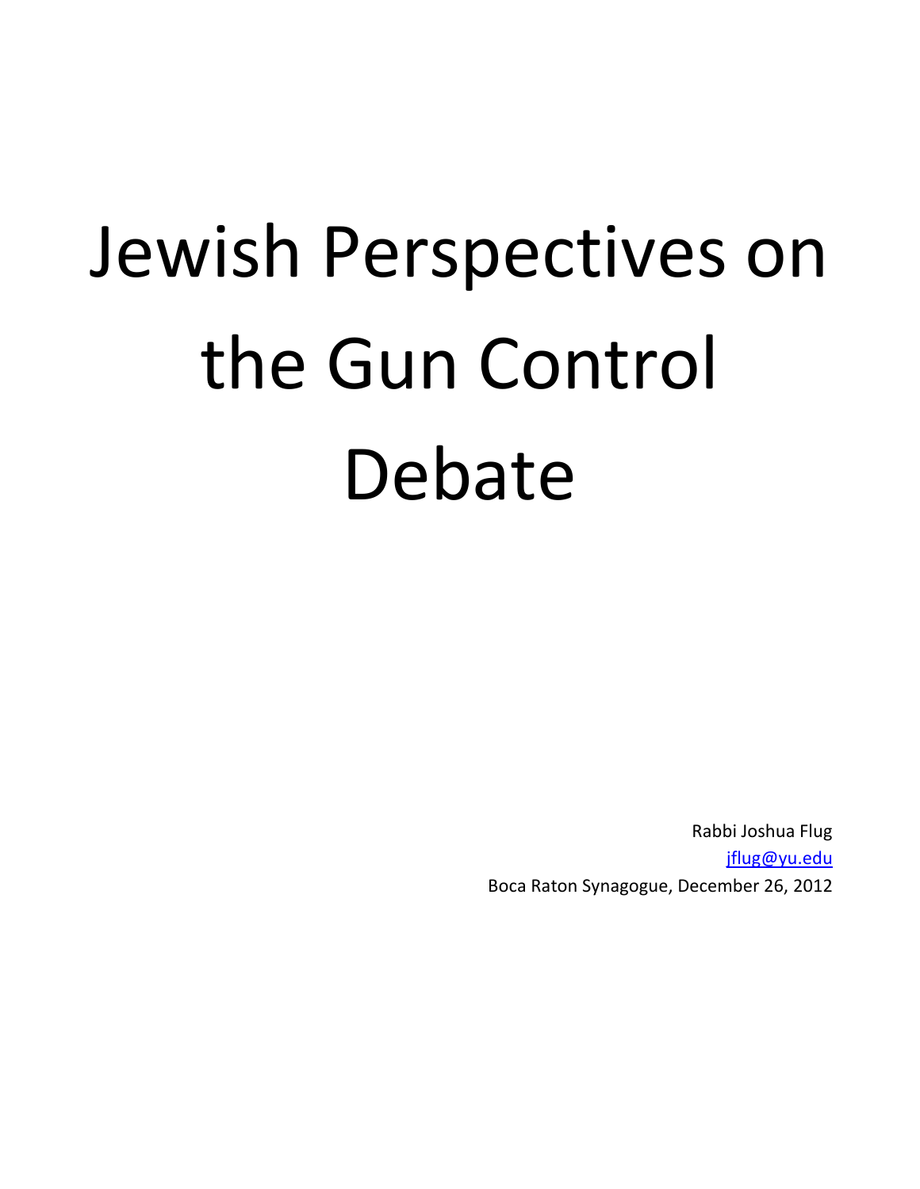# Jewish Perspectives on the Gun Control Debate

Rabbi Joshua Flug

jflug@yu.edu

Boca Raton Synagogue, December 26, 2012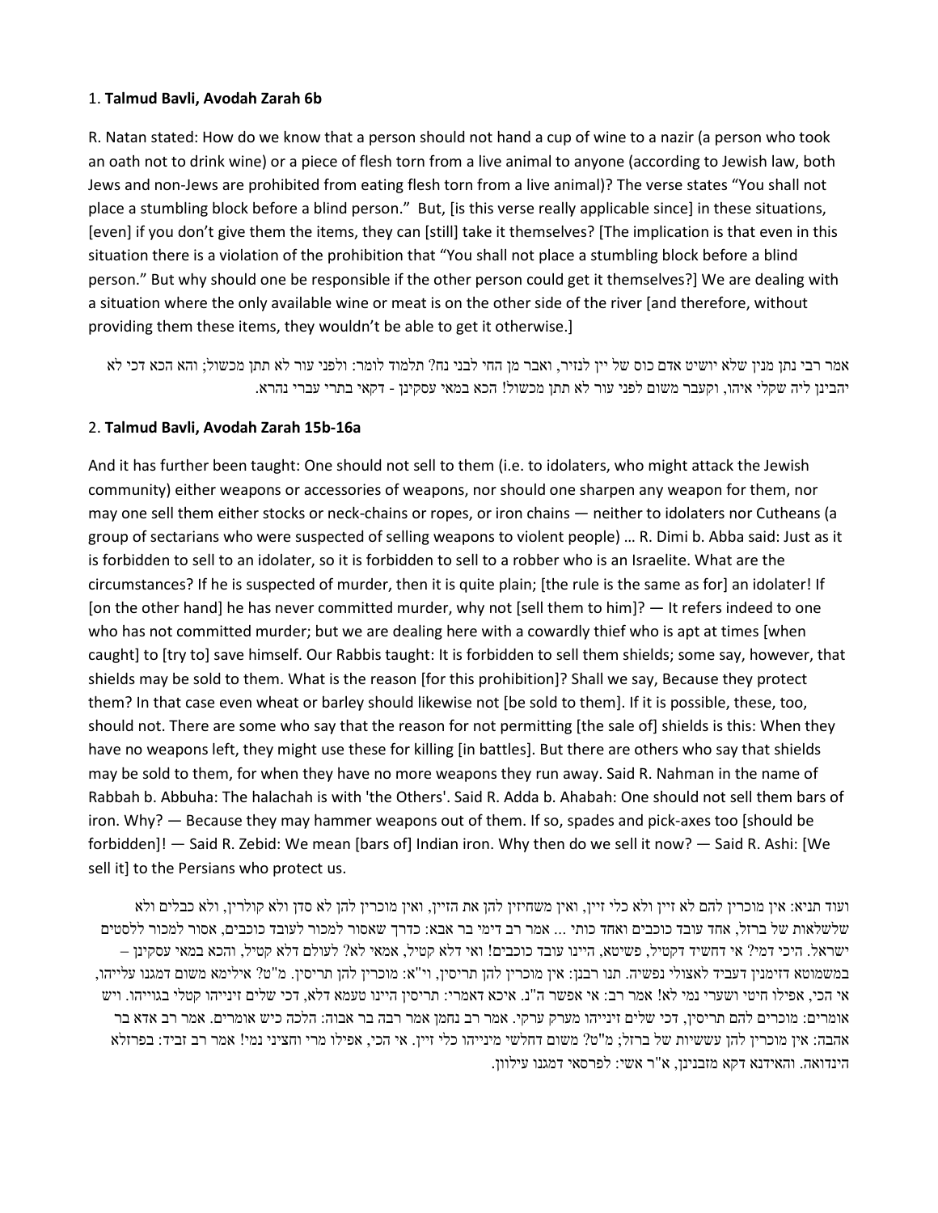1. **Talmud Bavli, Avodah Zarah 6b**

R. Natan stated: How do we know that a person should not hand a cup of wine to a nazir (a person who took an oath not to drink wine) or a piece of flesh torn from a live animal to anyone (according to Jewish law, both Jews and non-Jews are prohibited from eating flesh torn from a live animal)? The verse states "You shall not place a stumbling block before a blind person." But, [is this verse really applicable since] in these situations, [even] if you don't give them the items, they can [still] take it themselves? [The implication is that even in this situation there is a violation of the prohibition that "You shall not place a stumbling block before a blind person." But why should one be responsible if the other person could get it themselves?] We are dealing with a situation where the only available wine or meat is on the other side of the river [and therefore, without providing them these items, they wouldn't be able to get it otherwise.]

אמר רבי נתן מנין שלא יושיט אדם כוס של יין לנזיר, ואבר מן החי לבני נח? תלמוד לומר: ולפני עור לא תתן מכשול; והא הכא דכי לא יהבינן ליה שקלי איהו, וקעבר משום לפני עור לא תתן מכשול! הכא במאי עסקינן - דקאי בתרי עברי נהרא.

2. **Talmud Bavli, Avodah Zarah 15b-16a**

And it has further been taught: One should not sell to them (i.e. to idolaters, who might attack the Jewish community) either weapons or accessories of weapons, nor should one sharpen any weapon for them, nor may one sell them either stocks or neck-chains or ropes, or iron chains — neither to idolaters nor Cutheans (a group of sectarians who were suspected of selling weapons to violent people) … R. Dimi b. Abba said: Just as it is forbidden to sell to an idolater, so it is forbidden to sell to a robber who is an Israelite. What are the circumstances? If he is suspected of murder, then it is quite plain; [the rule is the same as for] an idolater! If [on the other hand] he has never committed murder, why not [sell them to him]? — It refers indeed to one who has not committed murder; but we are dealing here with a cowardly thief who is apt at times [when caught] to [try to] save himself. Our Rabbis taught: It is forbidden to sell them shields; some say, however, that shields may be sold to them. What is the reason [for this prohibition]? Shall we say, Because they protect them? In that case even wheat or barley should likewise not [be sold to them]. If it is possible, these, too, should not. There are some who say that the reason for not permitting [the sale of] shields is this: When they have no weapons left, they might use these for killing [in battles]. But there are others who say that shields may be sold to them, for when they have no more weapons they run away. Said R. Nahman in the name of Rabbah b. Abbuha: The halachah is with 'the Others'. Said R. Adda b. Ahabah: One should not sell them bars of iron. Why? — Because they may hammer weapons out of them. If so, spades and pick-axes too [should be forbidden]! — Said R. Zebid: We mean [bars of] Indian iron. Why then do we sell it now? — Said R. Ashi: [We sell it] to the Persians who protect us.

ועוד תניא: אין מוכרין להם לא זיין ולא כלי זיין, ואין משחיזין להן את הזיין, ואין מוכרין להן לא סדן ולא קולרין, ולא כבלים ולא שלשלאות של ברזל, אחד עובד כוכבים ואחד כותי ... אמר רב דימי בר אבא: כדרך שאסור למכור לעובד כוכבים, אסור למכור ללסטים ישראל. היכי דמי? אי דחשיד דקטיל, פשיטא, היינו עובד כוכבים! ואי דלא קטיל, אמאי לא? לעולם דלא קטיל, והכא במאי עסקינן – במשמוטא דזימנין דעביד לאצולי נפשיה. תנו רבנן: אין מוכרין להן תריסין, וי"א: מוכרין להן תריסין. מ"ט? אילימא משום דמגנו עלייהו, אי הכי, אפילו חיטי ושערי נמי לא! אמר רב: אי אפשר ה"נ. איכא דאמרי: תריסין היינו טעמא דלא, דכי שלים זינייהו קטלי בגווייהו. ויש אומרים: מוכרים להם תריסין, דכי שלים זינייהו מערק ערקי. אמר רב נחמן אמר רבה בר אבוה: הלכה כיש אומרים. אמר רב אדא בר אהבה: אין מוכרין להן עששיות של ברזל; מ"ט? משום דחלשי מינייהו כלי זיין. אי הכי, אפילו מרי וחציני נמי! אמר רב זביד: בפרזלא הינדואה. והאידנא דקא מזבנינן, א"ר אשי: לפרסאי דמגנו עילוון.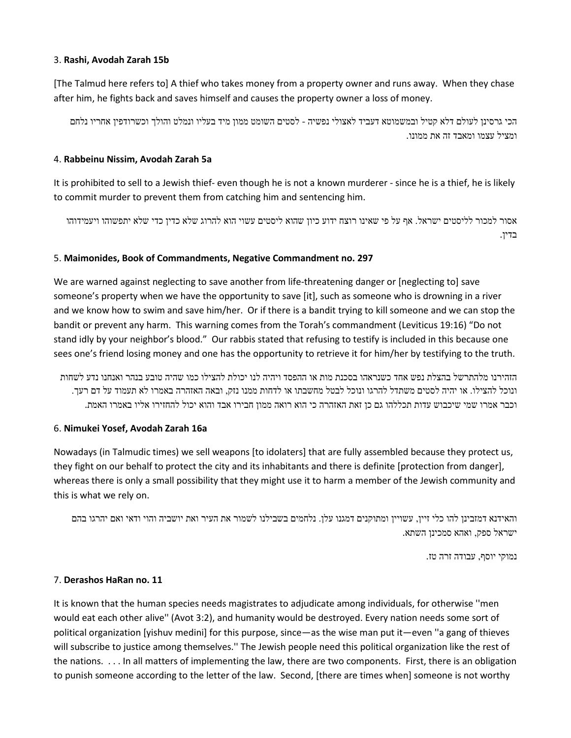3. **Rashi, Avodah Zarah 15b**

[The Talmud here refers to] A thief who takes money from a property owner and runs away. When they chase after him, he fights back and saves himself and causes the property owner a loss of money.

הכי גרסינן לעולם דלא קטיל ובמשמוטא דעביד לאצולי נפשיה - לסטים השומט ממון מיד בעליו ונמלט והולך וכשרודפין אחריו נלחם ומציל עצמו ומאבד זה את ממונו.

4. **Rabbeinu Nissim, Avodah Zarah 5a**

It is prohibited to sell to a Jewish thief- even though he is not a known murderer - since he is a thief, he is likely to commit murder to prevent them from catching him and sentencing him.

אסור למכור לליסטים ישראל. אף על פי שאינו רוצח ידוע כיון שהוא ליסטים עשוי הוא להרוג שלא כדין כדי שלא יתפשוהו ויעמידוהו בדין.

5. **Maimonides, Book of Commandments, Negative Commandment no. 297**

We are warned against neglecting to save another from life-threatening danger or [neglecting to] save someone's property when we have the opportunity to save [it], such as someone who is drowning in a river and we know how to swim and save him/her. Or if there is a bandit trying to kill someone and we can stop the bandit or prevent any harm. This warning comes from the Torah's commandment (Leviticus 19:16) "Do not stand idly by your neighbor's blood." Our rabbis stated that refusing to testify is included in this because one sees one's friend losing money and one has the opportunity to retrieve it for him/her by testifying to the truth.

הזהירנו מלהתרשל בהצלת נפש אחד כשנראהו בסכנת מות או ההפסד ויהיה לנו יכולת להצילו כמו שהיה טובע בנהר ואנחנו נדע לשחות ונוכל להצילו. או יהיה לסטים משתדל להרגו ונוכל לבטל מחשבתו או לדחות ממנו נזק, ובאה האזהרה באמרו לא תעמוד על דם רעך. וכבר אמרו שמי שיכבוש עדות תכללהו גם כן זאת האזהרה כי הוא רואה ממון חבירו אבד והוא יכול להחזירו אליו באמרו האמת.

6. **Nimukei Yosef, Avodah Zarah 16a**

Nowadays (in Talmudic times) we sell weapons [to idolaters] that are fully assembled because they protect us, they fight on our behalf to protect the city and its inhabitants and there is definite [protection from danger], whereas there is only a small possibility that they might use it to harm a member of the Jewish community and this is what we rely on.

והאידנא דמזבינן להו כלי זיין, עשויין ומתוקנים דמגנו עלן. נלחמים בשבילנו לשמור את העיר ואת יושביה והוי ודאי ואם יהרגו בהם ישראל ספק, ואהא סמכינן השתא.

נמוקי יוסף, עבודה זרה טז.

7. **Derashos HaRan no. 11**

It is known that the human species needs magistrates to adjudicate among individuals, for otherwise ''men would eat each other alive'' (Avot 3:2), and humanity would be destroyed. Every nation needs some sort of political organization [yishuv medini] for this purpose, since—as the wise man put it—even ''a gang of thieves will subscribe to justice among themselves.'' The Jewish people need this political organization like the rest of the nations. . . . In all matters of implementing the law, there are two components. First, there is an obligation to punish someone according to the letter of the law. Second, [there are times when] someone is not worthy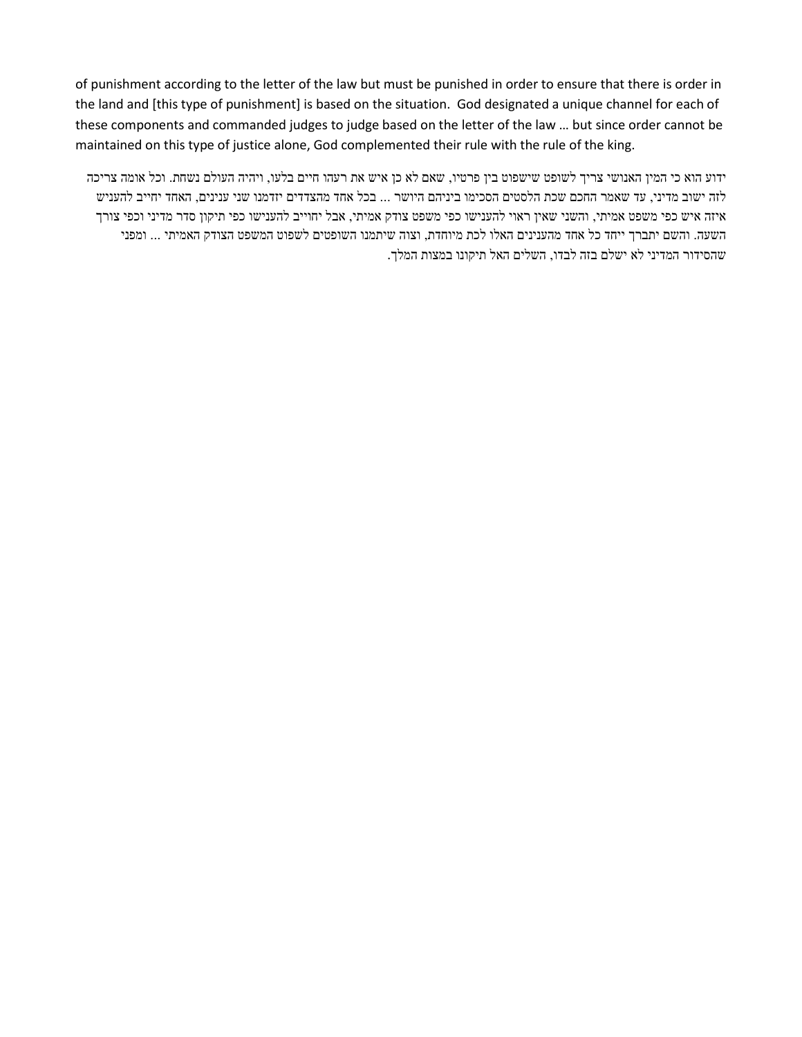of punishment according to the letter of the law but must be punished in order to ensure that there is order in the land and [this type of punishment] is based on the situation. God designated a unique channel for each of these components and commanded judges to judge based on the letter of the law … but since order cannot be maintained on this type of justice alone, God complemented their rule with the rule of the king.

ידוע הוא כי המין האנושי צריך לשופט שישפוט בין פרטיו, שאם לא כן איש את רעהו חיים בלעו, ויהיה העולם נשחת. וכל אומה צריכה לזה ישוב מדיני, עד שאמר החכם שכת הלסטים הסכימו ביניהם היושר ... בכל אחד מהצדדים יזדמנו שני ענינים, האחד יחייב להעניש איזה איש כפי משפט אמיתי, והשני שאין ראוי להענישו כפי משפט צודק אמיתי, אבל יחוייב להענישו כפי תיקון סדר מדיני וכפי צורך השעה. והשם יתברך ייחד כל אחד מהענינים האלו לכת מיוחדת. וצוה שיתמנו השופטים לשפוט המשפט הצודק האמיתי ... ומפני שהסידור המדיני לא ישלם בזה לבדו, השלים האל תיקונו במצות המלך.